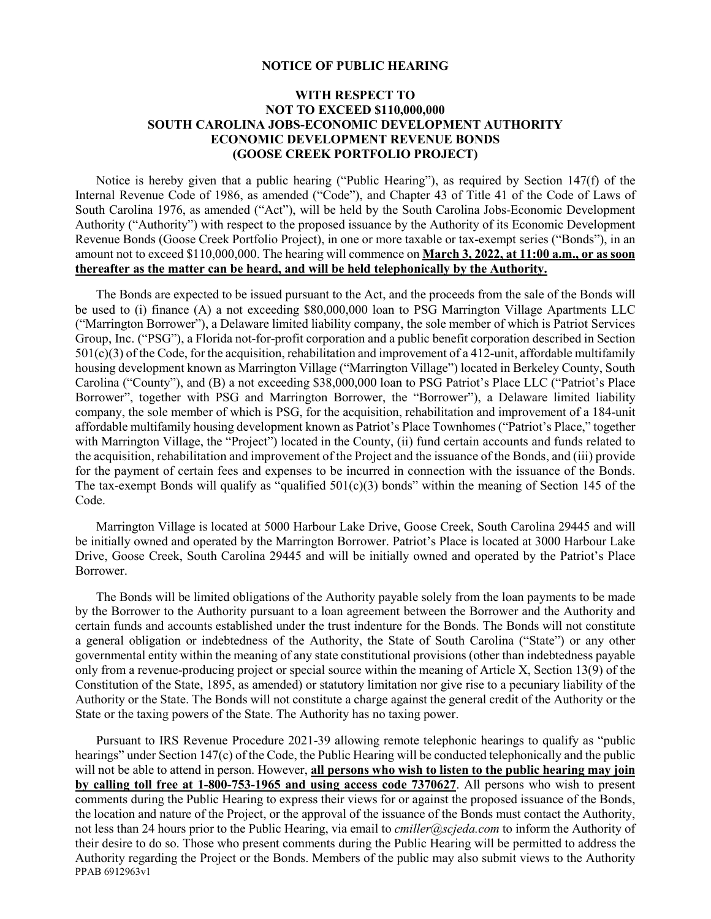# NOTICE OF PUBLIC HEARING

## WITH RESPECT TO NOT TO EXCEED $110,000,000 SOUTH CAROLINA JOBS-ECONOMIC DEVELOPMENT AUTHORITY ECONOMIC DEVELOPMENT REVENUE BONDS (GOOSE CREEK PORTFOLIO PROJECT)

Notice is hereby given that a public hearing ("Public Hearing"), as required by Section 147(f) of the Internal Revenue Code of 1986, as amended ("Code"), and Chapter 43 of Title 41 of the Code of Laws of South Carolina 1976, as amended ("Act"), will be held by the South Carolina Jobs-Economic Development Authority ("Authority") with respect to the proposed issuance by the Authority of its Economic Development Revenue Bonds (Goose Creek Portfolio Project), in one or more taxable or tax-exempt series ("Bonds"), in an amount not to exceed $110,000,000. The hearing will commence on **March 3, 2022, at 11:00 a.m., or as soon thereafter as the matter can be heard, and will be held telephonically by the Authority.**

The Bonds are expected to be issued pursuant to the Act, and the proceeds from the sale of the Bonds will be used to (i) finance (A) a not exceeding $80,000,000 loan to PSG Marrington Village Apartments LLC ("Marrington Borrower"), a Delaware limited liability company, the sole member of which is Patriot Services Group, Inc. ("PSG"), a Florida not-for-profit corporation and a public benefit corporation described in Section 501(c)(3) of the Code, for the acquisition, rehabilitation and improvement of a 412-unit, affordable multifamily housing development known as Marrington Village ("Marrington Village") located in Berkeley County, South Carolina ("County"), and (B) a not exceeding $38,000,000 loan to PSG Patriot's Place LLC ("Patriot's Place Borrower", together with PSG and Marrington Borrower, the "Borrower"), a Delaware limited liability company, the sole member of which is PSG, for the acquisition, rehabilitation and improvement of a 184-unit affordable multifamily housing development known as Patriot's Place Townhomes ("Patriot's Place," together with Marrington Village, the "Project") located in the County, (ii) fund certain accounts and funds related to the acquisition, rehabilitation and improvement of the Project and the issuance of the Bonds, and (iii) provide for the payment of certain fees and expenses to be incurred in connection with the issuance of the Bonds. The tax-exempt Bonds will qualify as "qualified 501(c)(3) bonds" within the meaning of Section 145 of the Code.

Marrington Village is located at 5000 Harbour Lake Drive, Goose Creek, South Carolina 29445 and will be initially owned and operated by the Marrington Borrower. Patriot's Place is located at 3000 Harbour Lake Drive, Goose Creek, South Carolina 29445 and will be initially owned and operated by the Patriot's Place Borrower.

The Bonds will be limited obligations of the Authority payable solely from the loan payments to be made by the Borrower to the Authority pursuant to a loan agreement between the Borrower and the Authority and certain funds and accounts established under the trust indenture for the Bonds. The Bonds will not constitute a general obligation or indebtedness of the Authority, the State of South Carolina ("State") or any other governmental entity within the meaning of any state constitutional provisions (other than indebtedness payable only from a revenue-producing project or special source within the meaning of Article X, Section 13(9) of the Constitution of the State, 1895, as amended) or statutory limitation nor give rise to a pecuniary liability of the Authority or the State. The Bonds will not constitute a charge against the general credit of the Authority or the State or the taxing powers of the State. The Authority has no taxing power.

Pursuant to IRS Revenue Procedure 2021-39 allowing remote telephonic hearings to qualify as "public hearings" under Section 147(c) of the Code, the Public Hearing will be conducted telephonically and the public will not be able to attend in person. However, **all persons who wish to listen to the public hearing may join by calling toll free at 1-800-753-1965 and using access code 7370627**. All persons who wish to present comments during the Public Hearing to express their views for or against the proposed issuance of the Bonds, the location and nature of the Project, or the approval of the issuance of the Bonds must contact the Authority, not less than 24 hours prior to the Public Hearing, via email to *cmiller@scjeda.com* to inform the Authority of their desire to do so. Those who present comments during the Public Hearing will be permitted to address the Authority regarding the Project or the Bonds. Members of the public may also submit views to the Authority

PPAB 6912963v1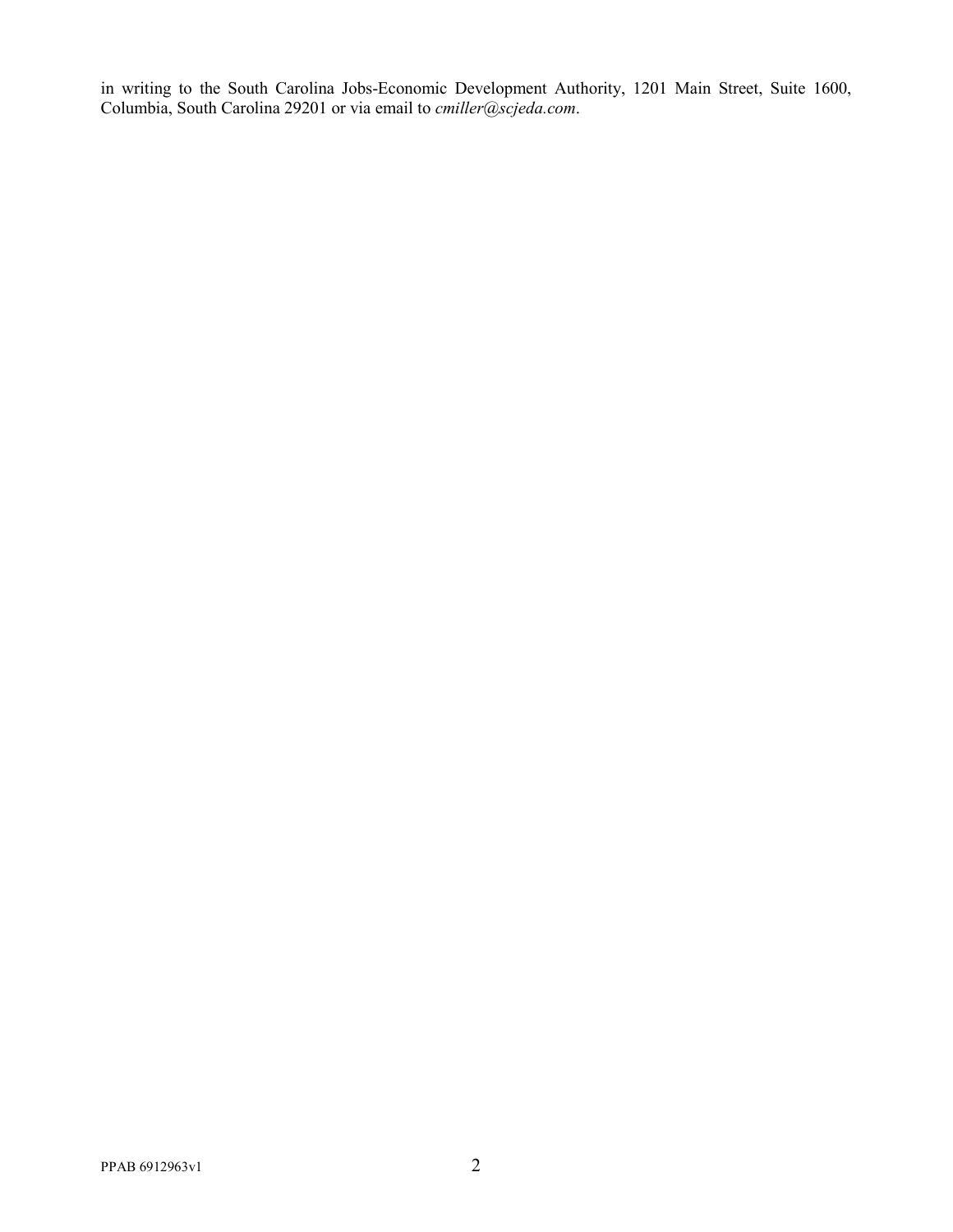in writing to the South Carolina Jobs-Economic Development Authority, 1201 Main Street, Suite 1600, Columbia, South Carolina 29201 or via email to *cmiller@scjeda.com*.

PPAB 6912963v1